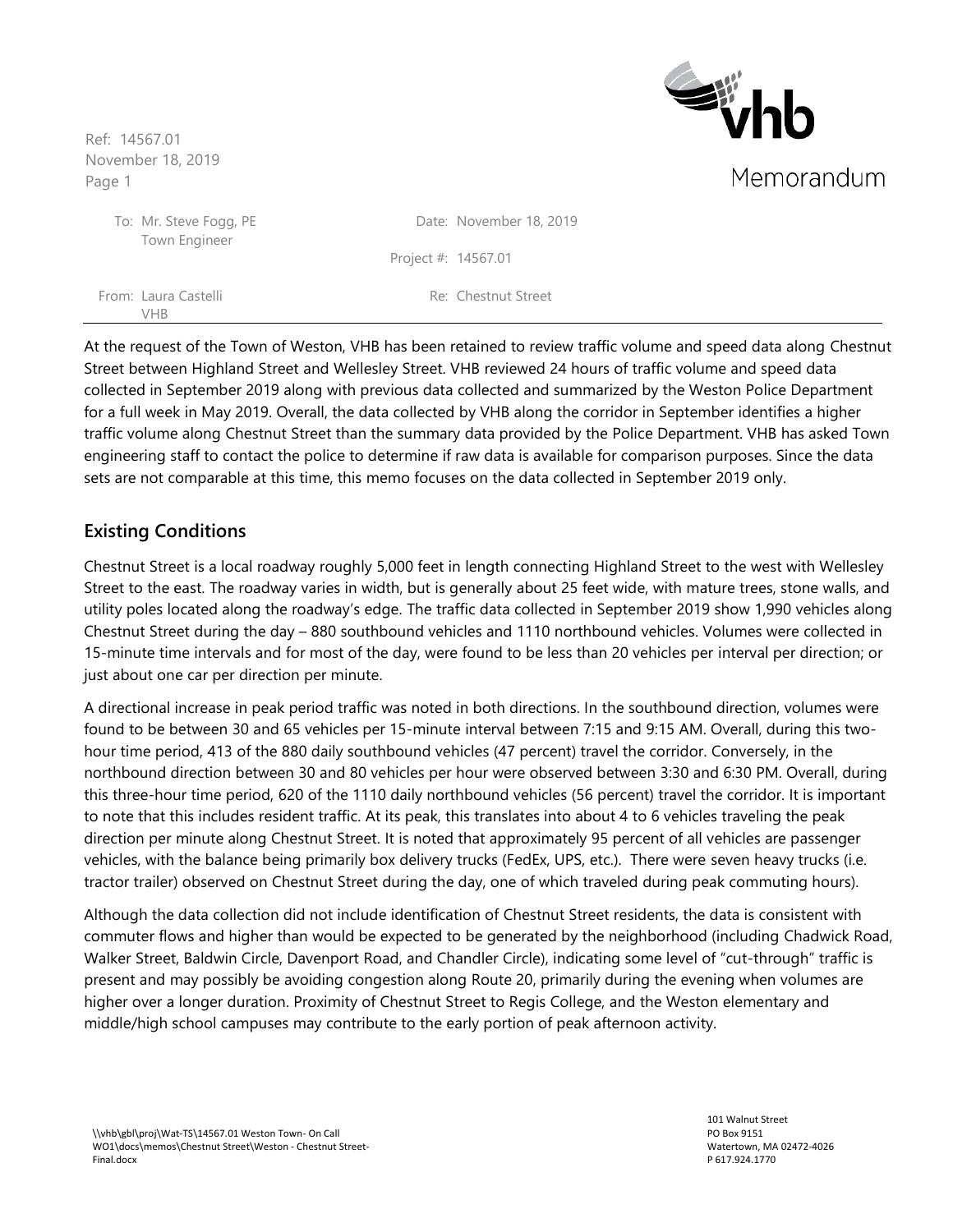Ref: 14567.01
November 18, 2019

Memorandum

| | | | |
|---|---|---|---|
| To: | Mr. Steve Fogg, PE<br>Town Engineer | Date: | November 18, 2019 |
| | | Project #: | 14567.01 |
| From: | Laura Castelli<br>VHB | Re: | Chestnut Street |

At the request of the Town of Weston, VHB has been retained to review traffic volume and speed data along Chestnut Street between Highland Street and Wellesley Street. VHB reviewed 24 hours of traffic volume and speed data collected in September 2019 along with previous data collected and summarized by the Weston Police Department for a full week in May 2019. Overall, the data collected by VHB along the corridor in September identifies a higher traffic volume along Chestnut Street than the summary data provided by the Police Department. VHB has asked Town engineering staff to contact the police to determine if raw data is available for comparison purposes. Since the data sets are not comparable at this time, this memo focuses on the data collected in September 2019 only.

## Existing Conditions

Chestnut Street is a local roadway roughly 5,000 feet in length connecting Highland Street to the west with Wellesley Street to the east. The roadway varies in width, but is generally about 25 feet wide, with mature trees, stone walls, and utility poles located along the roadway's edge. The traffic data collected in September 2019 show 1,990 vehicles along Chestnut Street during the day – 880 southbound vehicles and 1110 northbound vehicles. Volumes were collected in 15-minute time intervals and for most of the day, were found to be less than 20 vehicles per interval per direction; or just about one car per direction per minute.

A directional increase in peak period traffic was noted in both directions. In the southbound direction, volumes were found to be between 30 and 65 vehicles per 15-minute interval between 7:15 and 9:15 AM. Overall, during this two-hour time period, 413 of the 880 daily southbound vehicles (47 percent) travel the corridor. Conversely, in the northbound direction between 30 and 80 vehicles per hour were observed between 3:30 and 6:30 PM. Overall, during this three-hour time period, 620 of the 1110 daily northbound vehicles (56 percent) travel the corridor. It is important to note that this includes resident traffic. At its peak, this translates into about 4 to 6 vehicles traveling the peak direction per minute along Chestnut Street. It is noted that approximately 95 percent of all vehicles are passenger vehicles, with the balance being primarily box delivery trucks (FedEx, UPS, etc.). There were seven heavy trucks (i.e. tractor trailer) observed on Chestnut Street during the day, one of which traveled during peak commuting hours).

Although the data collection did not include identification of Chestnut Street residents, the data is consistent with commuter flows and higher than would be expected to be generated by the neighborhood (including Chadwick Road, Walker Street, Baldwin Circle, Davenport Road, and Chandler Circle), indicating some level of "cut-through" traffic is present and may possibly be avoiding congestion along Route 20, primarily during the evening when volumes are higher over a longer duration. Proximity of Chestnut Street to Regis College, and the Weston elementary and middle/high school campuses may contribute to the early portion of peak afternoon activity.

\\vhb\gbl\proj\Wat-TS\14567.01 Weston Town- On Call WO1\docs\memos\Chestnut Street\Weston - Chestnut Street-Final.docx

101 Walnut Street
PO Box 9151
Watertown, MA 02472-4026
P 617.924.1770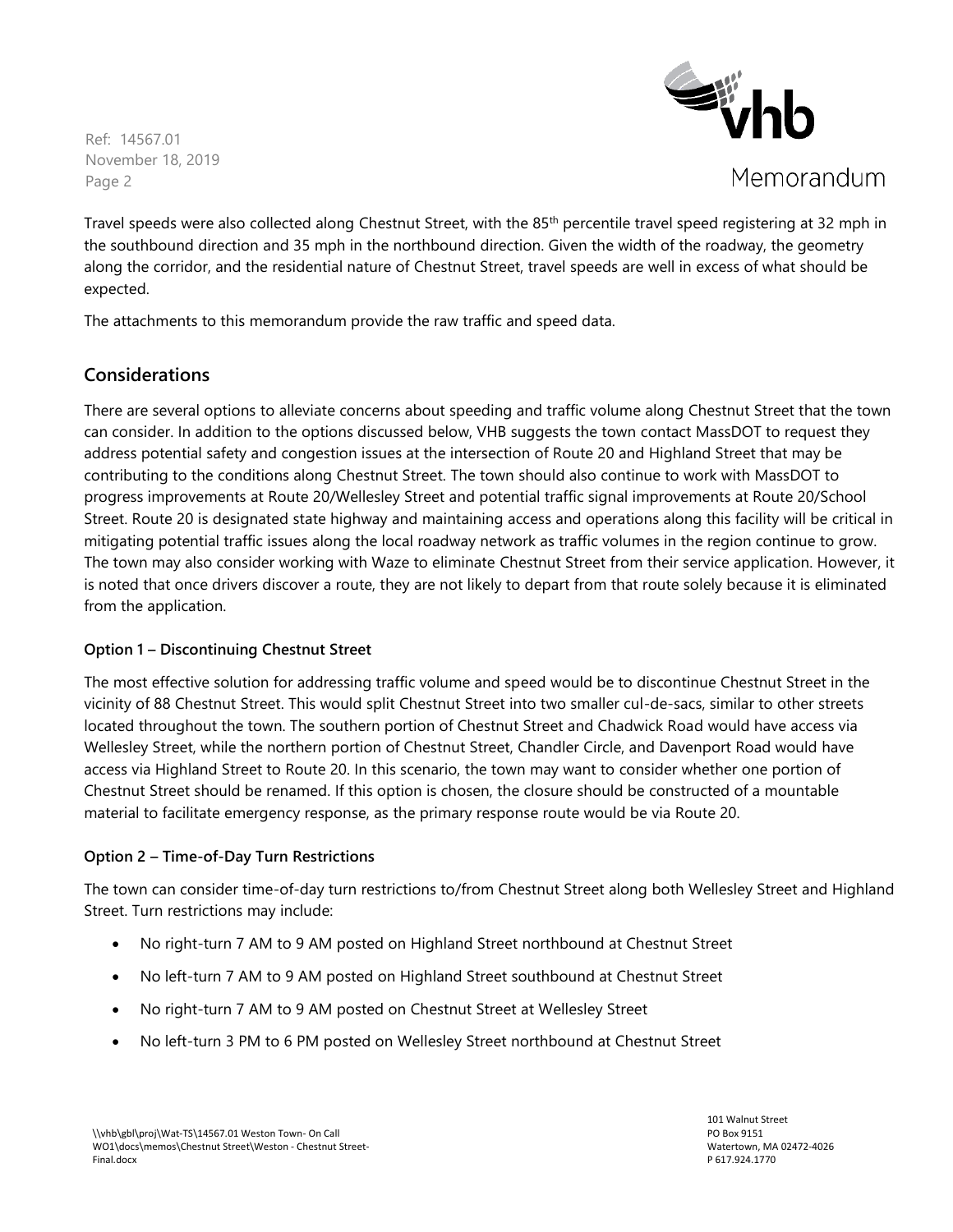Travel speeds were also collected along Chestnut Street, with the 85th percentile travel speed registering at 32 mph in the southbound direction and 35 mph in the northbound direction. Given the width of the roadway, the geometry along the corridor, and the residential nature of Chestnut Street, travel speeds are well in excess of what should be expected.

The attachments to this memorandum provide the raw traffic and speed data.

## Considerations

There are several options to alleviate concerns about speeding and traffic volume along Chestnut Street that the town can consider. In addition to the options discussed below, VHB suggests the town contact MassDOT to request they address potential safety and congestion issues at the intersection of Route 20 and Highland Street that may be contributing to the conditions along Chestnut Street. The town should also continue to work with MassDOT to progress improvements at Route 20/Wellesley Street and potential traffic signal improvements at Route 20/School Street. Route 20 is designated state highway and maintaining access and operations along this facility will be critical in mitigating potential traffic issues along the local roadway network as traffic volumes in the region continue to grow. The town may also consider working with Waze to eliminate Chestnut Street from their service application. However, it is noted that once drivers discover a route, they are not likely to depart from that route solely because it is eliminated from the application.

### Option 1 – Discontinuing Chestnut Street

The most effective solution for addressing traffic volume and speed would be to discontinue Chestnut Street in the vicinity of 88 Chestnut Street. This would split Chestnut Street into two smaller cul-de-sacs, similar to other streets located throughout the town. The southern portion of Chestnut Street and Chadwick Road would have access via Wellesley Street, while the northern portion of Chestnut Street, Chandler Circle, and Davenport Road would have access via Highland Street to Route 20. In this scenario, the town may want to consider whether one portion of Chestnut Street should be renamed. If this option is chosen, the closure should be constructed of a mountable material to facilitate emergency response, as the primary response route would be via Route 20.

### Option 2 – Time-of-Day Turn Restrictions

The town can consider time-of-day turn restrictions to/from Chestnut Street along both Wellesley Street and Highland Street. Turn restrictions may include:

- No right-turn 7 AM to 9 AM posted on Highland Street northbound at Chestnut Street
- No left-turn 7 AM to 9 AM posted on Highland Street southbound at Chestnut Street
- No right-turn 7 AM to 9 AM posted on Chestnut Street at Wellesley Street
- No left-turn 3 PM to 6 PM posted on Wellesley Street northbound at Chestnut Street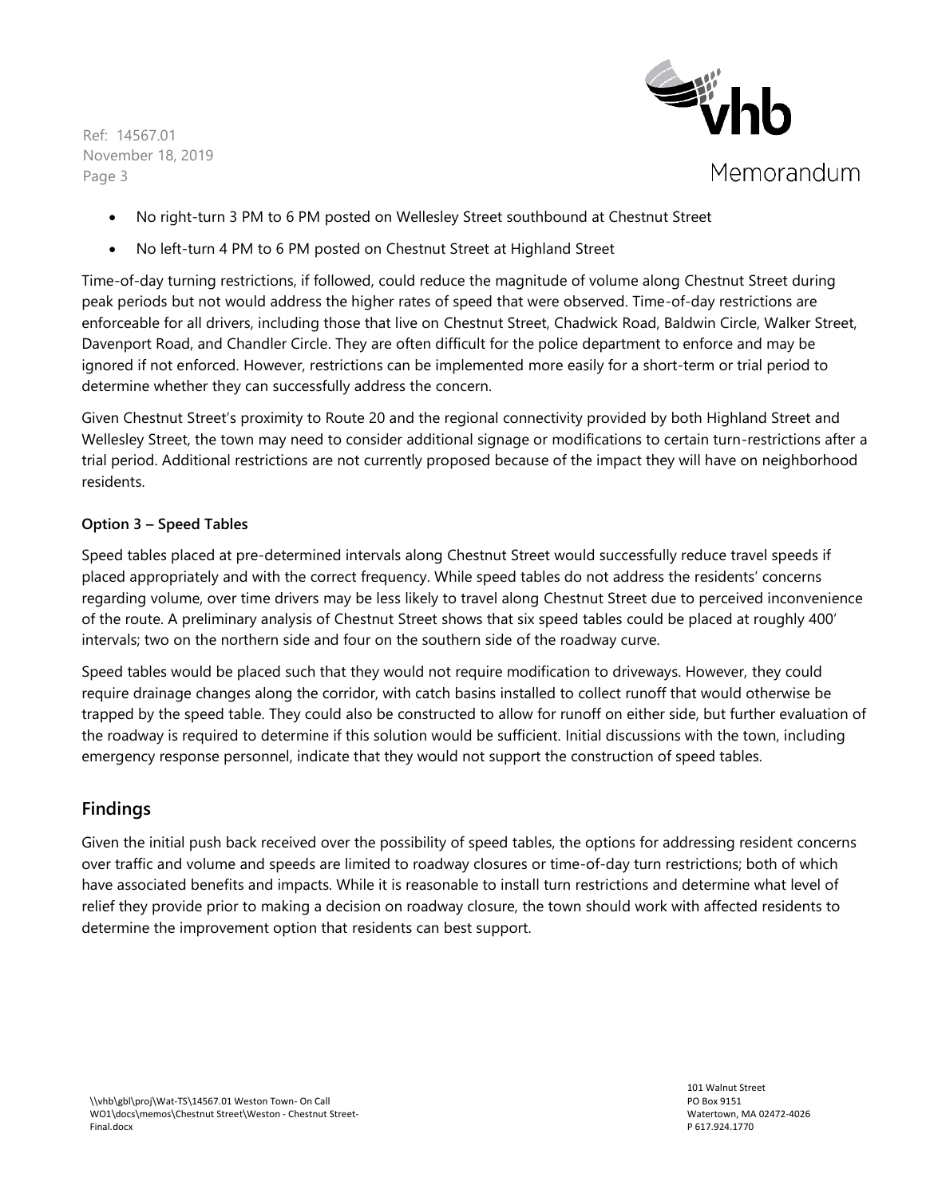- No right-turn 3 PM to 6 PM posted on Wellesley Street southbound at Chestnut Street
- No left-turn 4 PM to 6 PM posted on Chestnut Street at Highland Street

Time-of-day turning restrictions, if followed, could reduce the magnitude of volume along Chestnut Street during peak periods but not would address the higher rates of speed that were observed. Time-of-day restrictions are enforceable for all drivers, including those that live on Chestnut Street, Chadwick Road, Baldwin Circle, Walker Street, Davenport Road, and Chandler Circle. They are often difficult for the police department to enforce and may be ignored if not enforced. However, restrictions can be implemented more easily for a short-term or trial period to determine whether they can successfully address the concern.

Given Chestnut Street's proximity to Route 20 and the regional connectivity provided by both Highland Street and Wellesley Street, the town may need to consider additional signage or modifications to certain turn-restrictions after a trial period. Additional restrictions are not currently proposed because of the impact they will have on neighborhood residents.

**Option 3 – Speed Tables**

Speed tables placed at pre-determined intervals along Chestnut Street would successfully reduce travel speeds if placed appropriately and with the correct frequency. While speed tables do not address the residents' concerns regarding volume, over time drivers may be less likely to travel along Chestnut Street due to perceived inconvenience of the route. A preliminary analysis of Chestnut Street shows that six speed tables could be placed at roughly 400' intervals; two on the northern side and four on the southern side of the roadway curve.

Speed tables would be placed such that they would not require modification to driveways. However, they could require drainage changes along the corridor, with catch basins installed to collect runoff that would otherwise be trapped by the speed table. They could also be constructed to allow for runoff on either side, but further evaluation of the roadway is required to determine if this solution would be sufficient. Initial discussions with the town, including emergency response personnel, indicate that they would not support the construction of speed tables.

## Findings

Given the initial push back received over the possibility of speed tables, the options for addressing resident concerns over traffic and volume and speeds are limited to roadway closures or time-of-day turn restrictions; both of which have associated benefits and impacts. While it is reasonable to install turn restrictions and determine what level of relief they provide prior to making a decision on roadway closure, the town should work with affected residents to determine the improvement option that residents can best support.